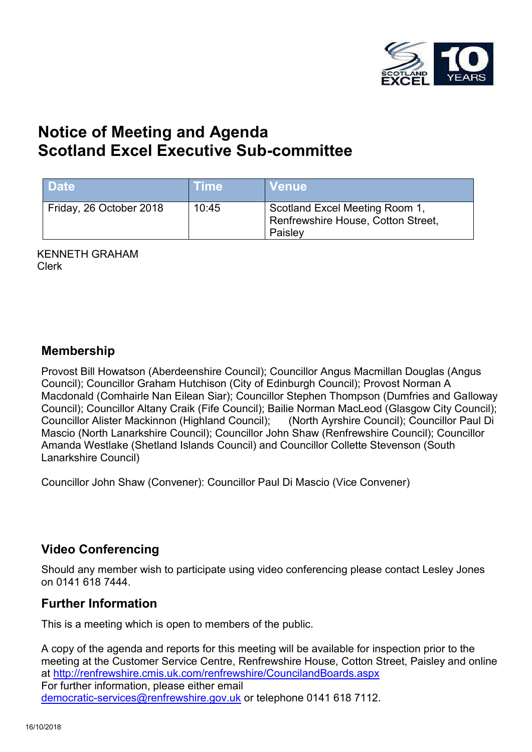# Notice of Meeting and Agenda
# Scotland Excel Executive Sub-committee

| Date | Time | Venue |
| --- | --- | --- |
| Friday, 26 October 2018 | 10:45 | Scotland Excel Meeting Room 1, Renfrewshire House, Cotton Street, Paisley |

KENNETH GRAHAM
Clerk

## Membership

Provost Bill Howatson (Aberdeenshire Council); Councillor Angus Macmillan Douglas (Angus Council); Councillor Graham Hutchison (City of Edinburgh Council); Provost Norman A Macdonald (Comhairle Nan Eilean Siar); Councillor Stephen Thompson (Dumfries and Galloway Council); Councillor Altany Craik (Fife Council); Bailie Norman MacLeod (Glasgow City Council); Councillor Alister Mackinnon (Highland Council); (North Ayrshire Council); Councillor Paul Di Mascio (North Lanarkshire Council); Councillor John Shaw (Renfrewshire Council); Councillor Amanda Westlake (Shetland Islands Council) and Councillor Collette Stevenson (South Lanarkshire Council)

Councillor John Shaw (Convener): Councillor Paul Di Mascio (Vice Convener)

## Video Conferencing

Should any member wish to participate using video conferencing please contact Lesley Jones on 0141 618 7444.

## Further Information

This is a meeting which is open to members of the public.

A copy of the agenda and reports for this meeting will be available for inspection prior to the meeting at the Customer Service Centre, Renfrewshire House, Cotton Street, Paisley and online at http://renfrewshire.cmis.uk.com/renfrewshire/CouncilandBoards.aspx
For further information, please either email democratic-services@renfrewshire.gov.uk or telephone 0141 618 7112.

16/10/2018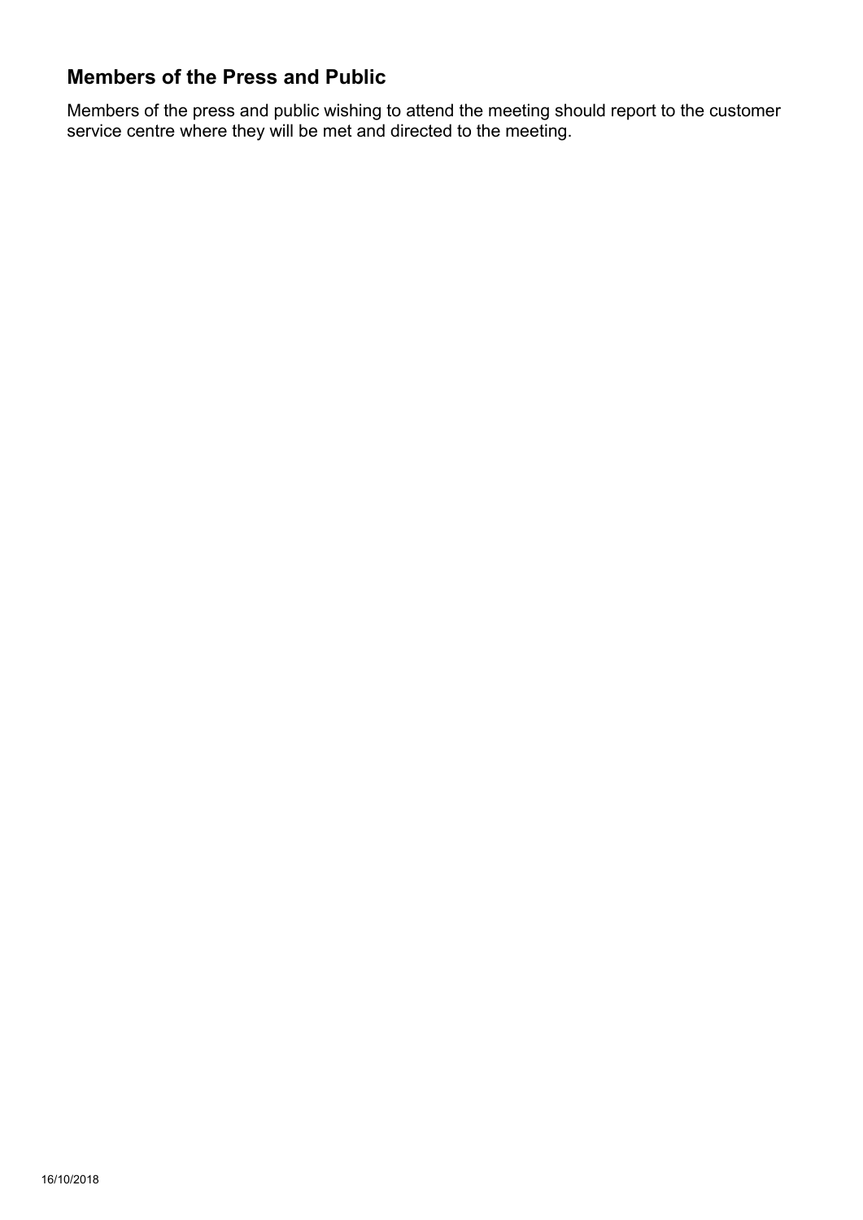## Members of the Press and Public

Members of the press and public wishing to attend the meeting should report to the customer service centre where they will be met and directed to the meeting.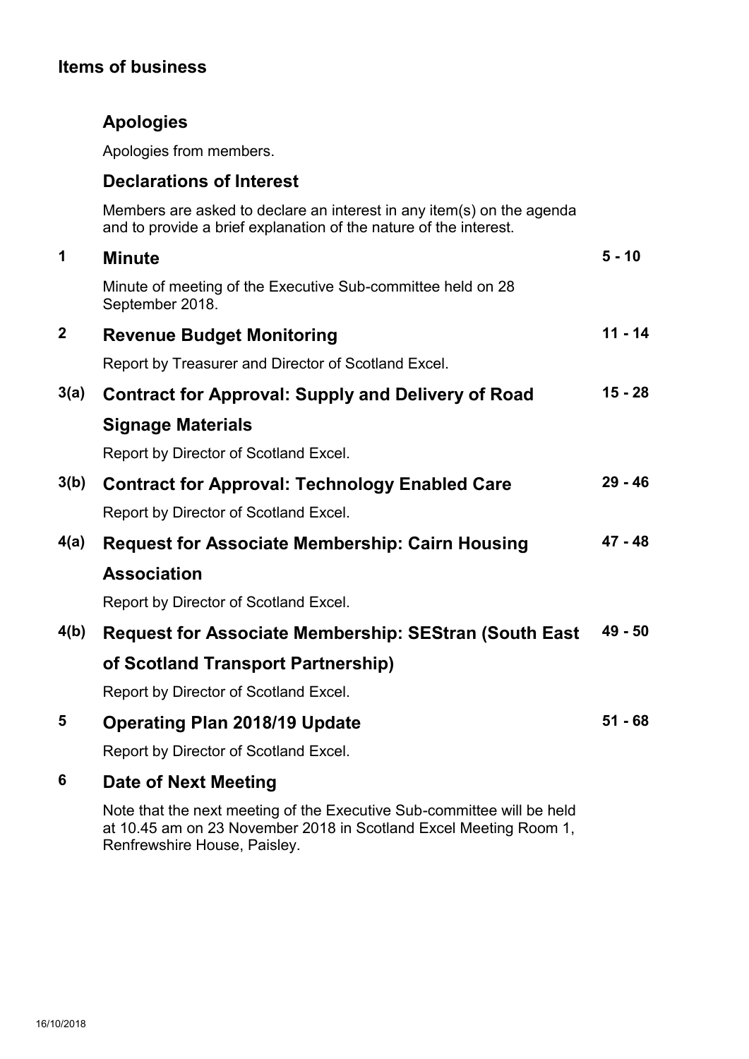## Items of business

### Apologies

Apologies from members.

### Declarations of Interest

Members are asked to declare an interest in any item(s) on the agenda and to provide a brief explanation of the nature of the interest.

| | | |
|---|---|---|
| **1** | **Minute**<br>Minute of meeting of the Executive Sub-committee held on 28 September 2018. | **5 - 10** |
| **2** | **Revenue Budget Monitoring**<br>Report by Treasurer and Director of Scotland Excel. | **11 - 14** |
| **3(a)** | **Contract for Approval: Supply and Delivery of Road Signage Materials**<br>Report by Director of Scotland Excel. | **15 - 28** |
| **3(b)** | **Contract for Approval: Technology Enabled Care**<br>Report by Director of Scotland Excel. | **29 - 46** |
| **4(a)** | **Request for Associate Membership: Cairn Housing Association**<br>Report by Director of Scotland Excel. | **47 - 48** |
| **4(b)** | **Request for Associate Membership: SEStran (South East of Scotland Transport Partnership)**<br>Report by Director of Scotland Excel. | **49 - 50** |
| **5** | **Operating Plan 2018/19 Update**<br>Report by Director of Scotland Excel. | **51 - 68** |
| **6** | **Date of Next Meeting**<br>Note that the next meeting of the Executive Sub-committee will be held at 10.45 am on 23 November 2018 in Scotland Excel Meeting Room 1, Renfrewshire House, Paisley. | |

16/10/2018